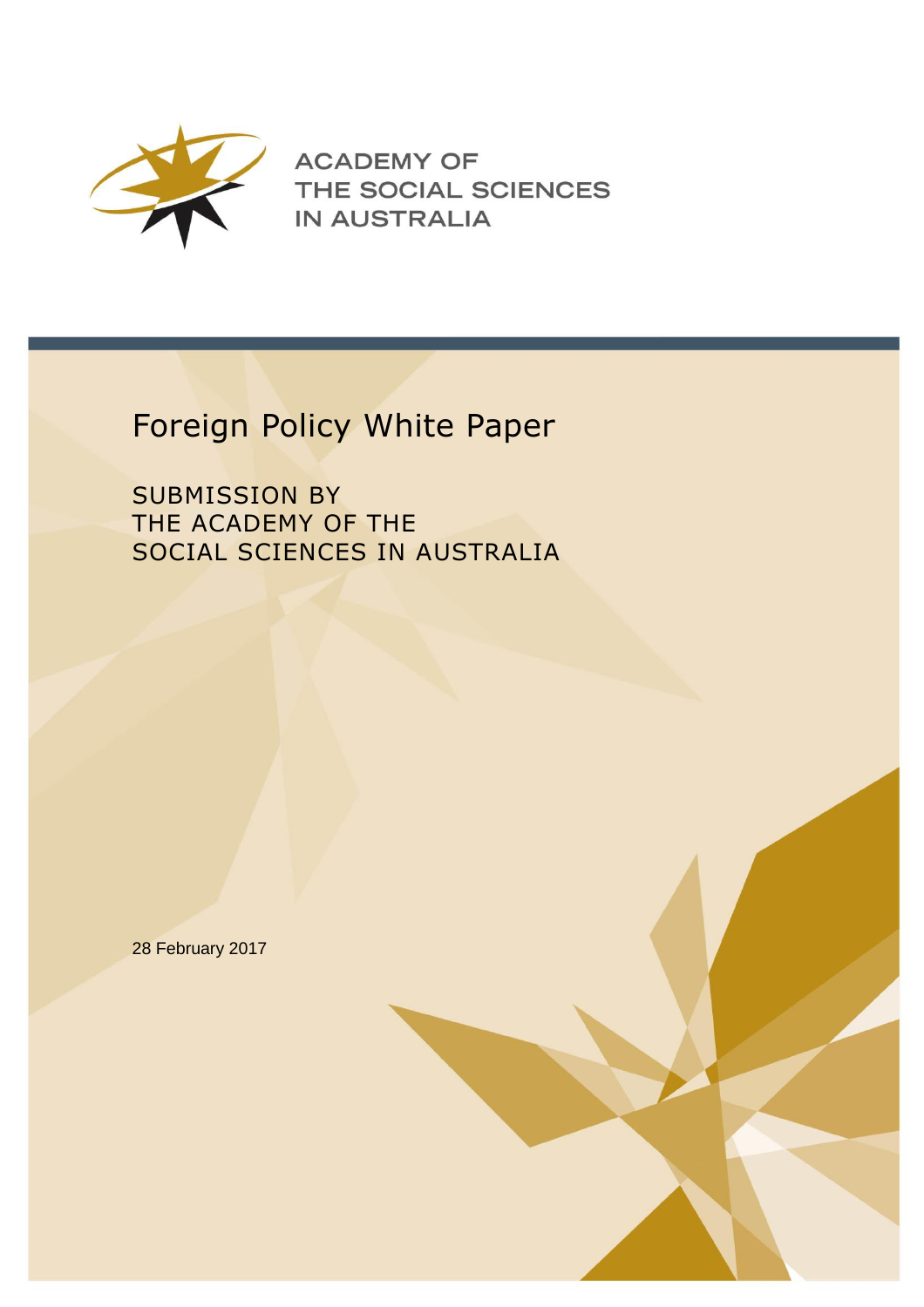ACADEMY OF
THE SOCIAL SCIENCES
IN AUSTRALIA

# Foreign Policy White Paper

## SUBMISSION BY THE ACADEMY OF THE SOCIAL SCIENCES IN AUSTRALIA

28 February 2017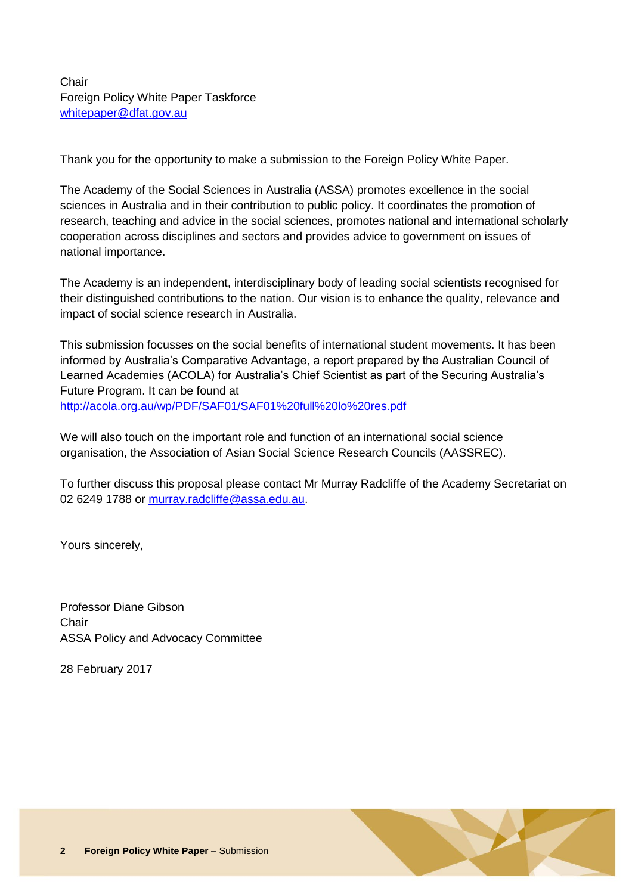Chair
Foreign Policy White Paper Taskforce
whitepaper@dfat.gov.au

Thank you for the opportunity to make a submission to the Foreign Policy White Paper.

The Academy of the Social Sciences in Australia (ASSA) promotes excellence in the social sciences in Australia and in their contribution to public policy. It coordinates the promotion of research, teaching and advice in the social sciences, promotes national and international scholarly cooperation across disciplines and sectors and provides advice to government on issues of national importance.

The Academy is an independent, interdisciplinary body of leading social scientists recognised for their distinguished contributions to the nation. Our vision is to enhance the quality, relevance and impact of social science research in Australia.

This submission focusses on the social benefits of international student movements. It has been informed by Australia's Comparative Advantage, a report prepared by the Australian Council of Learned Academies (ACOLA) for Australia's Chief Scientist as part of the Securing Australia's Future Program. It can be found at
http://acola.org.au/wp/PDF/SAF01/SAF01%20full%20lo%20res.pdf

We will also touch on the important role and function of an international social science organisation, the Association of Asian Social Science Research Councils (AASSREC).

To further discuss this proposal please contact Mr Murray Radcliffe of the Academy Secretariat on 02 6249 1788 or murray.radcliffe@assa.edu.au.

Yours sincerely,

Professor Diane Gibson
Chair
ASSA Policy and Advocacy Committee

28 February 2017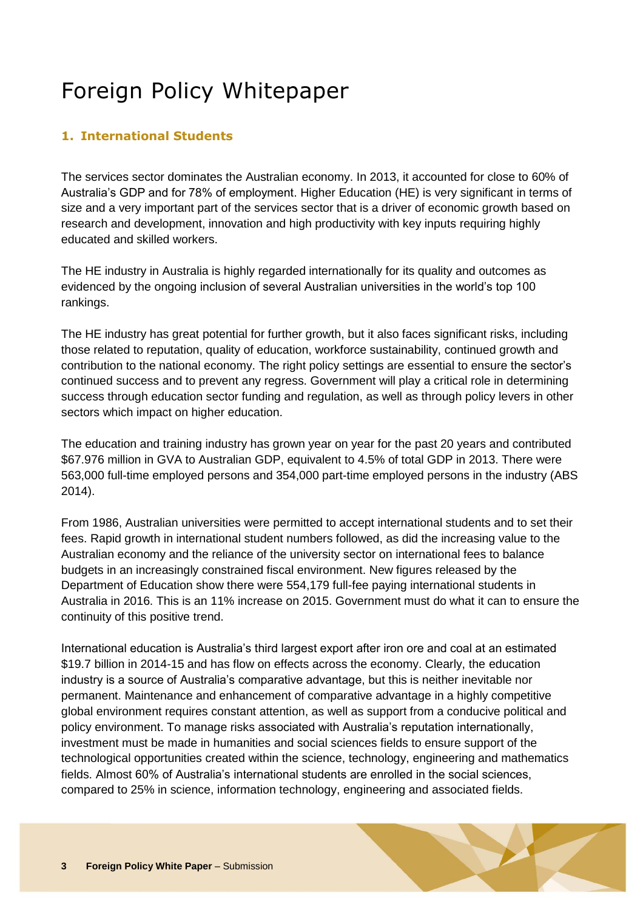# Foreign Policy Whitepaper

## 1. International Students

The services sector dominates the Australian economy. In 2013, it accounted for close to 60% of Australia's GDP and for 78% of employment. Higher Education (HE) is very significant in terms of size and a very important part of the services sector that is a driver of economic growth based on research and development, innovation and high productivity with key inputs requiring highly educated and skilled workers.

The HE industry in Australia is highly regarded internationally for its quality and outcomes as evidenced by the ongoing inclusion of several Australian universities in the world's top 100 rankings.

The HE industry has great potential for further growth, but it also faces significant risks, including those related to reputation, quality of education, workforce sustainability, continued growth and contribution to the national economy. The right policy settings are essential to ensure the sector's continued success and to prevent any regress. Government will play a critical role in determining success through education sector funding and regulation, as well as through policy levers in other sectors which impact on higher education.

The education and training industry has grown year on year for the past 20 years and contributed $67.976 million in GVA to Australian GDP, equivalent to 4.5% of total GDP in 2013. There were 563,000 full-time employed persons and 354,000 part-time employed persons in the industry (ABS 2014).

From 1986, Australian universities were permitted to accept international students and to set their fees. Rapid growth in international student numbers followed, as did the increasing value to the Australian economy and the reliance of the university sector on international fees to balance budgets in an increasingly constrained fiscal environment. New figures released by the Department of Education show there were 554,179 full-fee paying international students in Australia in 2016. This is an 11% increase on 2015. Government must do what it can to ensure the continuity of this positive trend.

International education is Australia's third largest export after iron ore and coal at an estimated $19.7 billion in 2014-15 and has flow on effects across the economy. Clearly, the education industry is a source of Australia's comparative advantage, but this is neither inevitable nor permanent. Maintenance and enhancement of comparative advantage in a highly competitive global environment requires constant attention, as well as support from a conducive political and policy environment. To manage risks associated with Australia's reputation internationally, investment must be made in humanities and social sciences fields to ensure support of the technological opportunities created within the science, technology, engineering and mathematics fields. Almost 60% of Australia's international students are enrolled in the social sciences, compared to 25% in science, information technology, engineering and associated fields.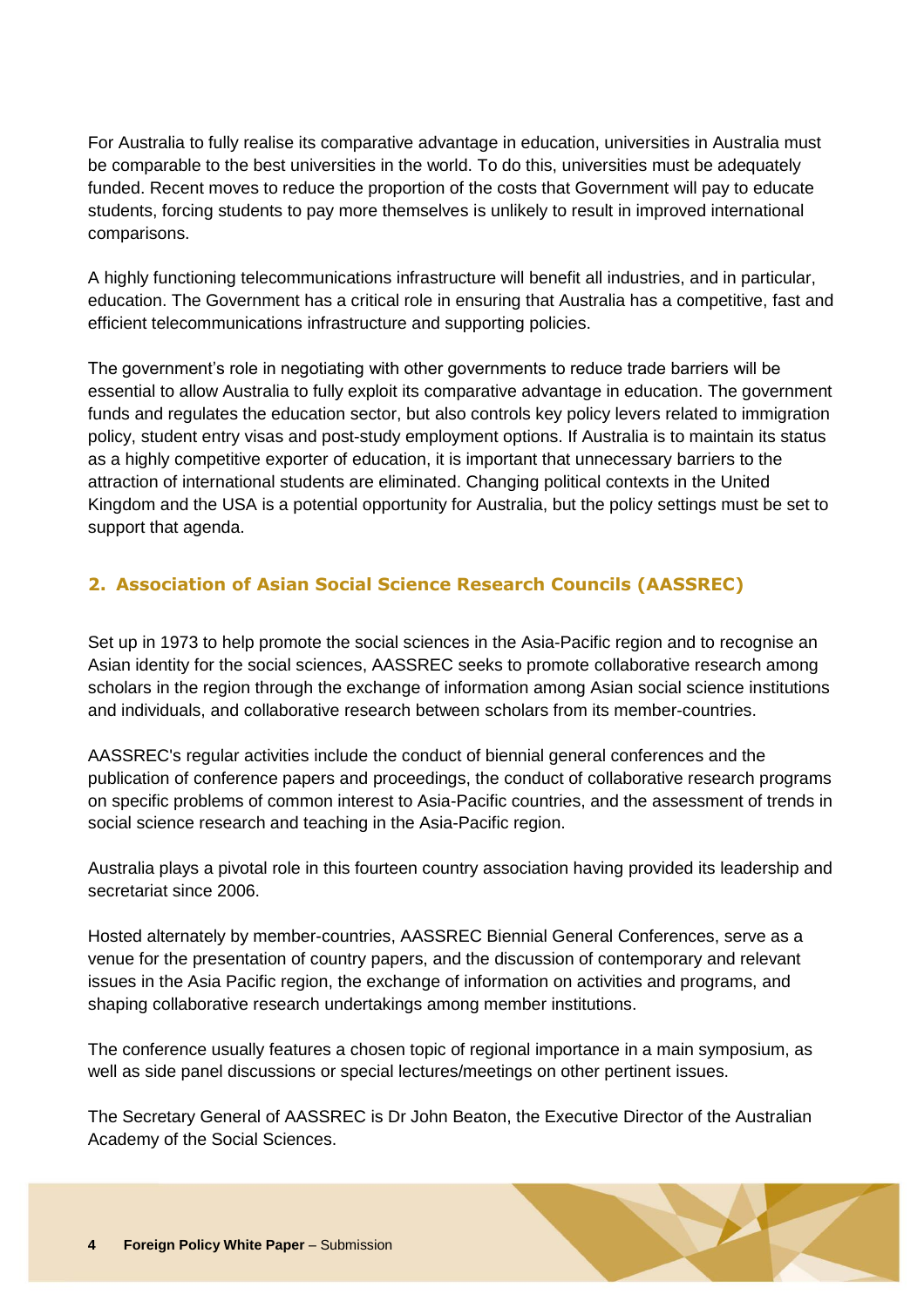For Australia to fully realise its comparative advantage in education, universities in Australia must be comparable to the best universities in the world. To do this, universities must be adequately funded. Recent moves to reduce the proportion of the costs that Government will pay to educate students, forcing students to pay more themselves is unlikely to result in improved international comparisons.

A highly functioning telecommunications infrastructure will benefit all industries, and in particular, education. The Government has a critical role in ensuring that Australia has a competitive, fast and efficient telecommunications infrastructure and supporting policies.

The government's role in negotiating with other governments to reduce trade barriers will be essential to allow Australia to fully exploit its comparative advantage in education. The government funds and regulates the education sector, but also controls key policy levers related to immigration policy, student entry visas and post-study employment options. If Australia is to maintain its status as a highly competitive exporter of education, it is important that unnecessary barriers to the attraction of international students are eliminated. Changing political contexts in the United Kingdom and the USA is a potential opportunity for Australia, but the policy settings must be set to support that agenda.

## 2. Association of Asian Social Science Research Councils (AASSREC)

Set up in 1973 to help promote the social sciences in the Asia-Pacific region and to recognise an Asian identity for the social sciences, AASSREC seeks to promote collaborative research among scholars in the region through the exchange of information among Asian social science institutions and individuals, and collaborative research between scholars from its member-countries.

AASSREC's regular activities include the conduct of biennial general conferences and the publication of conference papers and proceedings, the conduct of collaborative research programs on specific problems of common interest to Asia-Pacific countries, and the assessment of trends in social science research and teaching in the Asia-Pacific region.

Australia plays a pivotal role in this fourteen country association having provided its leadership and secretariat since 2006.

Hosted alternately by member-countries, AASSREC Biennial General Conferences, serve as a venue for the presentation of country papers, and the discussion of contemporary and relevant issues in the Asia Pacific region, the exchange of information on activities and programs, and shaping collaborative research undertakings among member institutions.

The conference usually features a chosen topic of regional importance in a main symposium, as well as side panel discussions or special lectures/meetings on other pertinent issues.

The Secretary General of AASSREC is Dr John Beaton, the Executive Director of the Australian Academy of the Social Sciences.